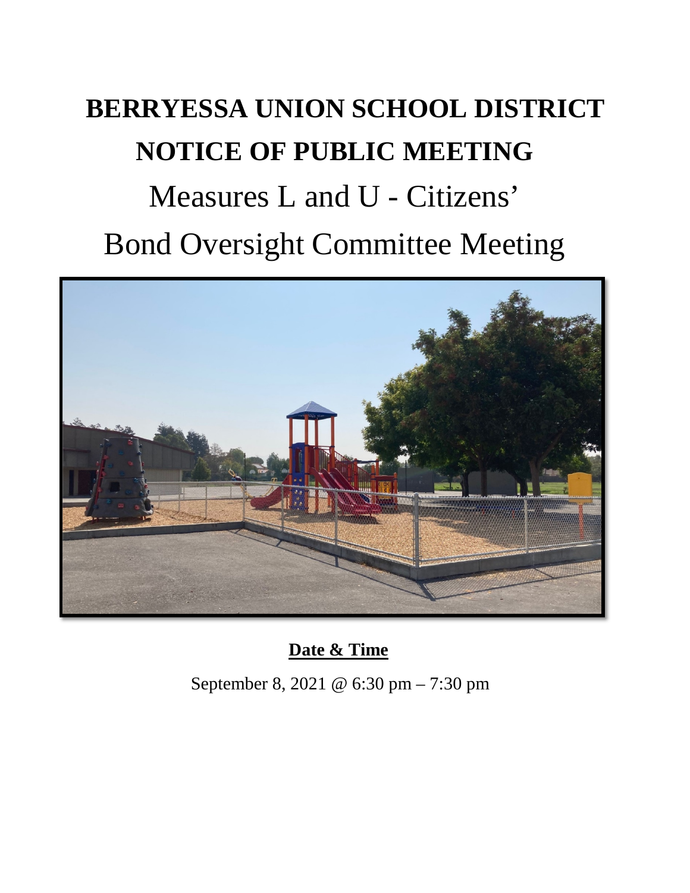# BERRYESSA UNION SCHOOL DISTRICT

# NOTICE OF PUBLIC MEETING

## Measures L and U - Citizens' Bond Oversight Committee Meeting

**Date & Time**

September 8, 2021 @ 6:30 pm – 7:30 pm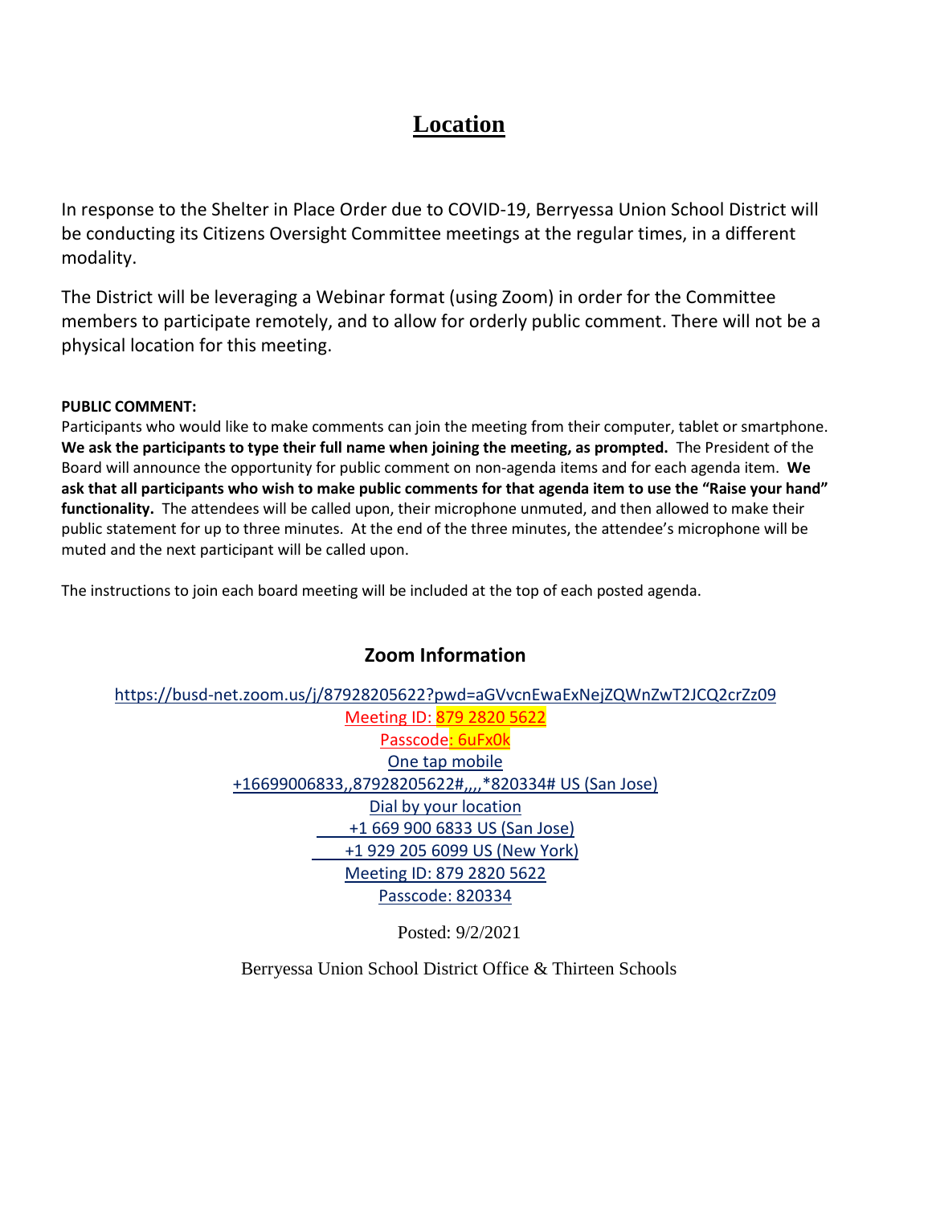# Location

In response to the Shelter in Place Order due to COVID-19, Berryessa Union School District will be conducting its Citizens Oversight Committee meetings at the regular times, in a different modality.

The District will be leveraging a Webinar format (using Zoom) in order for the Committee members to participate remotely, and to allow for orderly public comment. There will not be a physical location for this meeting.

**PUBLIC COMMENT:**
Participants who would like to make comments can join the meeting from their computer, tablet or smartphone. **We ask the participants to type their full name when joining the meeting, as prompted.** The President of the Board will announce the opportunity for public comment on non-agenda items and for each agenda item. **We ask that all participants who wish to make public comments for that agenda item to use the "Raise your hand" functionality.** The attendees will be called upon, their microphone unmuted, and then allowed to make their public statement for up to three minutes. At the end of the three minutes, the attendee's microphone will be muted and the next participant will be called upon.

The instructions to join each board meeting will be included at the top of each posted agenda.

### Zoom Information

https://busd-net.zoom.us/j/87928205622?pwd=aGVvcnEwaExNejZQWnZwT2JCQ2crZz09

Meeting ID: 879 2820 5622

Passcode: 6uFx0k

One tap mobile

+16699006833,,87928205622#,,,,*820334# US (San Jose)

Dial by your location

+1 669 900 6833 US (San Jose)

+1 929 205 6099 US (New York)

Meeting ID: 879 2820 5622

Passcode: 820334

Posted: 9/2/2021

Berryessa Union School District Office & Thirteen Schools